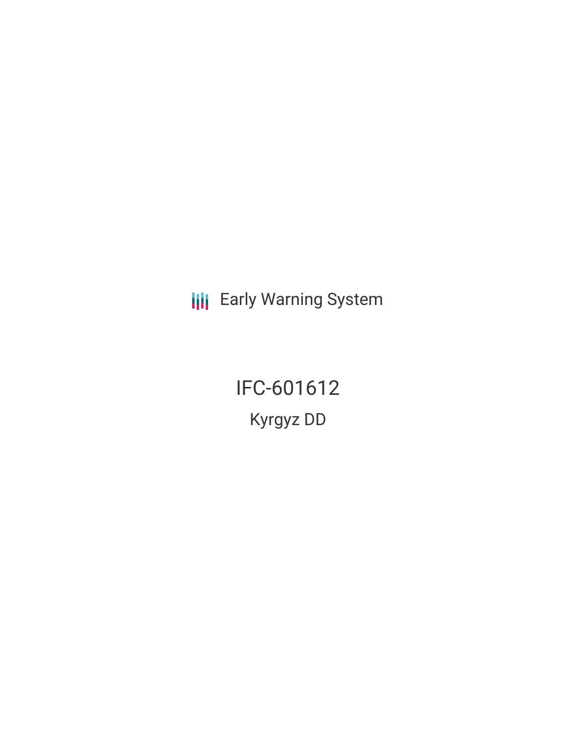Early Warning System

# IFC-601612

## Kyrgyz DD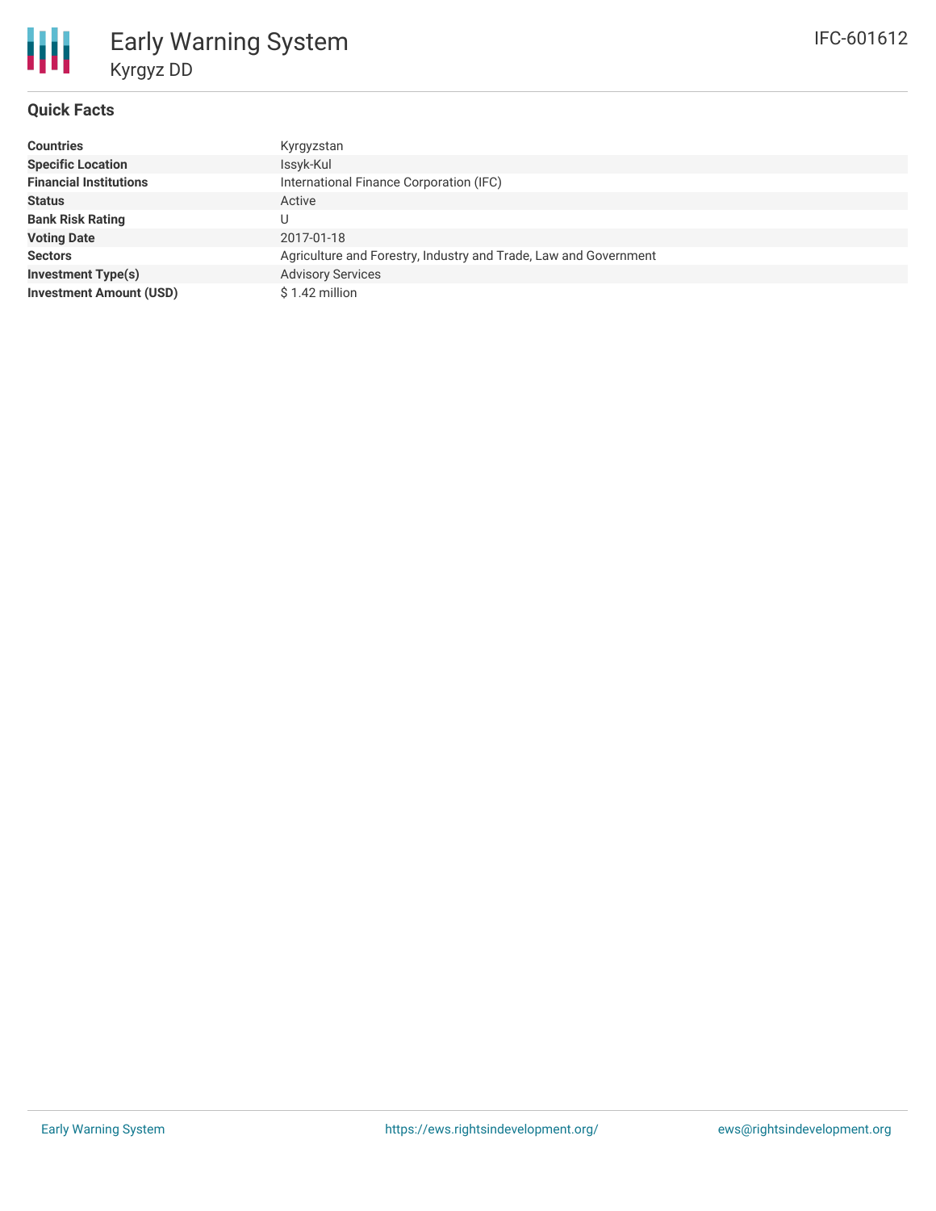# Early Warning System

## Kyrgyz DD

IFC-601612

### Quick Facts

| | |
|---|---|
| **Countries** | Kyrgyzstan |
| **Specific Location** | Issyk-Kul |
| **Financial Institutions** | International Finance Corporation (IFC) |
| **Status** | Active |
| **Bank Risk Rating** | U |
| **Voting Date** | 2017-01-18 |
| **Sectors** | Agriculture and Forestry, Industry and Trade, Law and Government |
| **Investment Type(s)** | Advisory Services |
| **Investment Amount (USD)** | $ 1.42 million |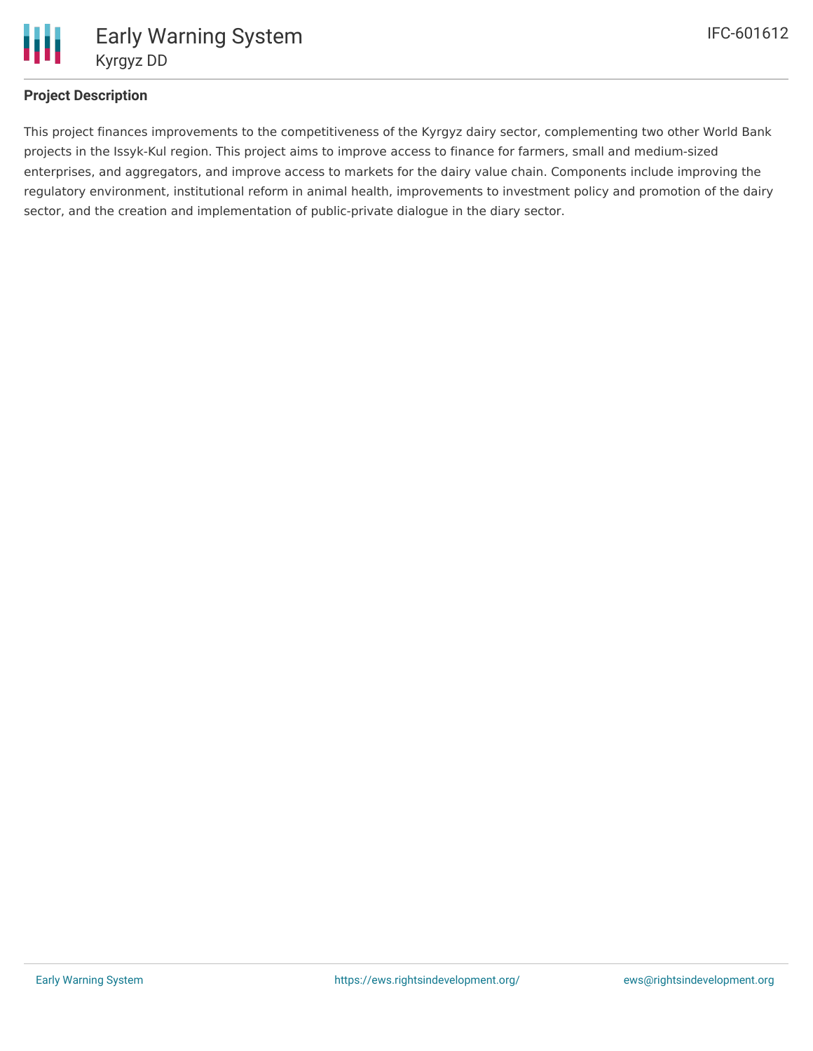## Project Description

This project finances improvements to the competitiveness of the Kyrgyz dairy sector, complementing two other World Bank projects in the Issyk-Kul region. This project aims to improve access to finance for farmers, small and medium-sized enterprises, and aggregators, and improve access to markets for the dairy value chain. Components include improving the regulatory environment, institutional reform in animal health, improvements to investment policy and promotion of the dairy sector, and the creation and implementation of public-private dialogue in the diary sector.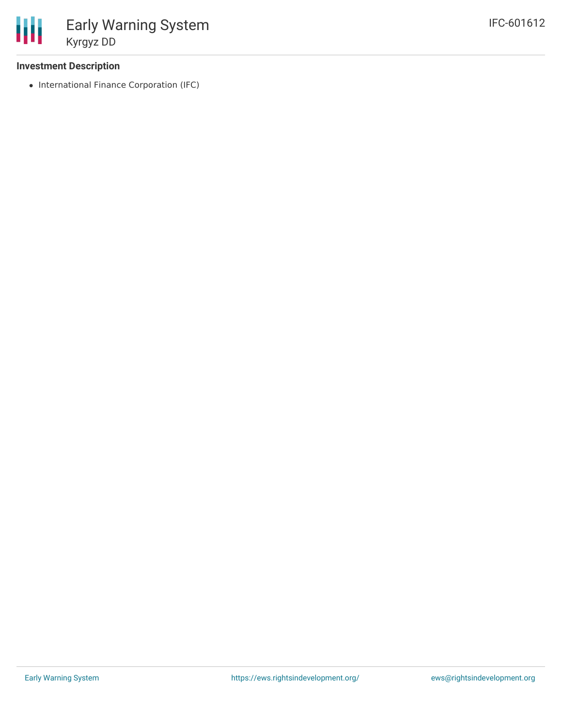### Investment Description

- International Finance Corporation (IFC)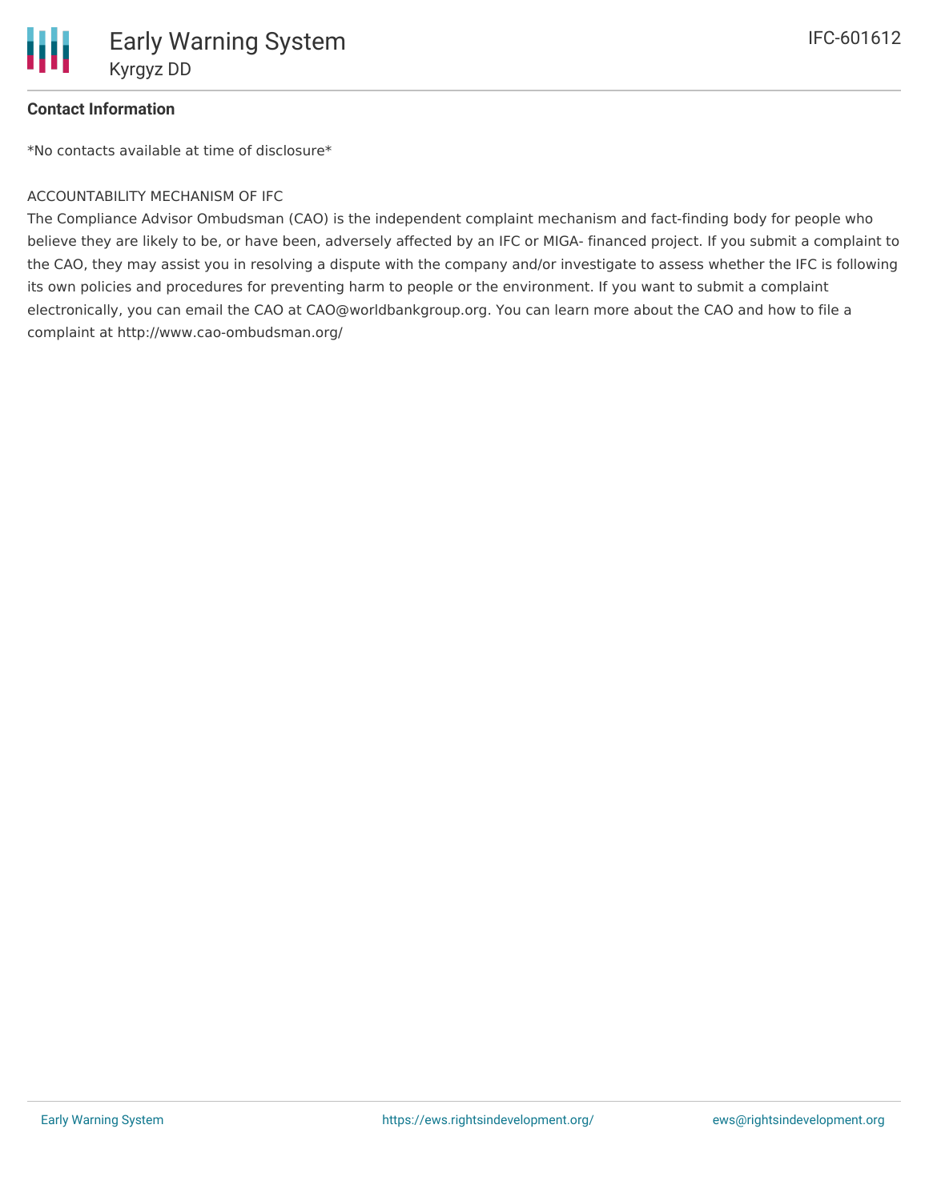## Contact Information

*No contacts available at time of disclosure*

ACCOUNTABILITY MECHANISM OF IFC

The Compliance Advisor Ombudsman (CAO) is the independent complaint mechanism and fact-finding body for people who believe they are likely to be, or have been, adversely affected by an IFC or MIGA- financed project. If you submit a complaint to the CAO, they may assist you in resolving a dispute with the company and/or investigate to assess whether the IFC is following its own policies and procedures for preventing harm to people or the environment. If you want to submit a complaint electronically, you can email the CAO at CAO@worldbankgroup.org. You can learn more about the CAO and how to file a complaint at http://www.cao-ombudsman.org/